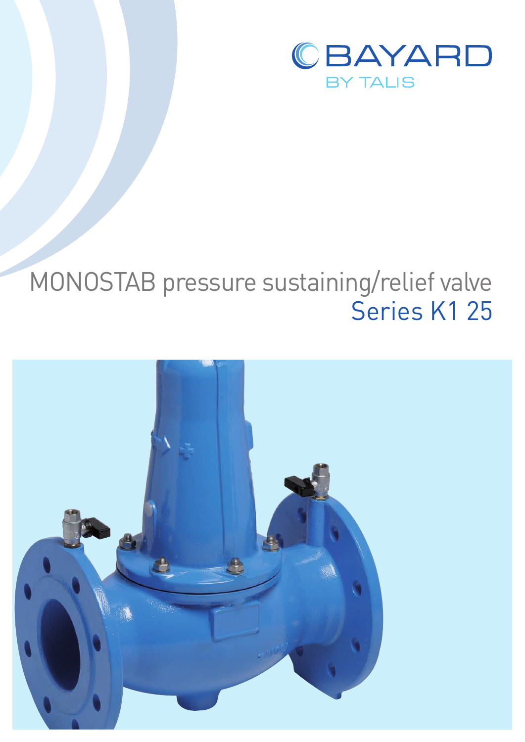BAYARD

BY TALIS

# MONOSTAB pressure sustaining/relief valve

## Series K1 25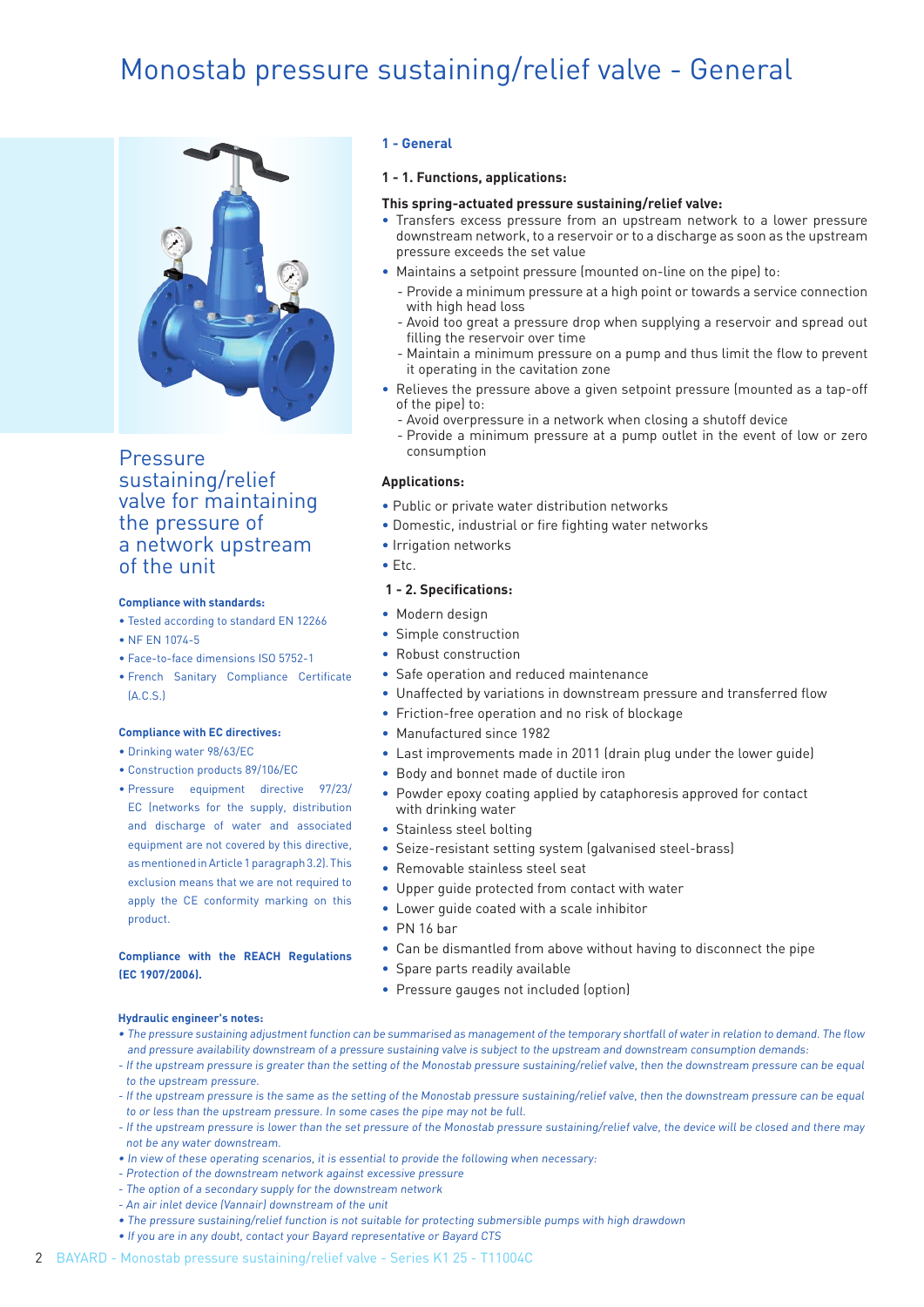# Monostab pressure sustaining/relief valve - General

## Pressure sustaining/relief valve for maintaining the pressure of a network upstream of the unit

**Compliance with standards:**

- Tested according to standard EN 12266
- NF EN 1074-5
- Face-to-face dimensions ISO 5752-1
- French Sanitary Compliance Certificate (A.C.S.)

**Compliance with EC directives:**

- Drinking water 98/63/EC
- Construction products 89/106/EC
- Pressure equipment directive 97/23/EC (networks for the supply, distribution and discharge of water and associated equipment are not covered by this directive, as mentioned in Article 1 paragraph 3.2). This exclusion means that we are not required to apply the CE conformity marking on this product.

**Compliance with the REACH Regulations (EC 1907/2006).**

## 1 - General

### 1 - 1. Functions, applications:

**This spring-actuated pressure sustaining/relief valve:**

- Transfers excess pressure from an upstream network to a lower pressure downstream network, to a reservoir or to a discharge as soon as the upstream pressure exceeds the set value
- Maintains a setpoint pressure (mounted on-line on the pipe) to:
  - Provide a minimum pressure at a high point or towards a service connection with high head loss
  - Avoid too great a pressure drop when supplying a reservoir and spread out filling the reservoir over time
  - Maintain a minimum pressure on a pump and thus limit the flow to prevent it operating in the cavitation zone
- Relieves the pressure above a given setpoint pressure (mounted as a tap-off of the pipe) to:
  - Avoid overpressure in a network when closing a shutoff device
  - Provide a minimum pressure at a pump outlet in the event of low or zero consumption

**Applications:**

- Public or private water distribution networks
- Domestic, industrial or fire fighting water networks
- Irrigation networks
- Etc.

### 1 - 2. Specifications:

- Modern design
- Simple construction
- Robust construction
- Safe operation and reduced maintenance
- Unaffected by variations in downstream pressure and transferred flow
- Friction-free operation and no risk of blockage
- Manufactured since 1982
- Last improvements made in 2011 (drain plug under the lower guide)
- Body and bonnet made of ductile iron
- Powder epoxy coating applied by cataphoresis approved for contact with drinking water
- Stainless steel bolting
- Seize-resistant setting system (galvanised steel-brass)
- Removable stainless steel seat
- Upper guide protected from contact with water
- Lower guide coated with a scale inhibitor
- PN 16 bar
- Can be dismantled from above without having to disconnect the pipe
- Spare parts readily available
- Pressure gauges not included (option)

**Hydraulic engineer's notes:**

- *The pressure sustaining adjustment function can be summarised as management of the temporary shortfall of water in relation to demand. The flow and pressure availability downstream of a pressure sustaining valve is subject to the upstream and downstream consumption demands:*
  - *If the upstream pressure is greater than the setting of the Monostab pressure sustaining/relief valve, then the downstream pressure can be equal to the upstream pressure.*
  - *If the upstream pressure is the same as the setting of the Monostab pressure sustaining/relief valve, then the downstream pressure can be equal to or less than the upstream pressure. In some cases the pipe may not be full.*
  - *If the upstream pressure is lower than the set pressure of the Monostab pressure sustaining/relief valve, the device will be closed and there may not be any water downstream.*
- *In view of these operating scenarios, it is essential to provide the following when necessary:*
  - *Protection of the downstream network against excessive pressure*
  - *The option of a secondary supply for the downstream network*
  - *An air inlet device (Vannair) downstream of the unit*
- *The pressure sustaining/relief function is not suitable for protecting submersible pumps with high drawdown*
- *If you are in any doubt, contact your Bayard representative or Bayard CTS*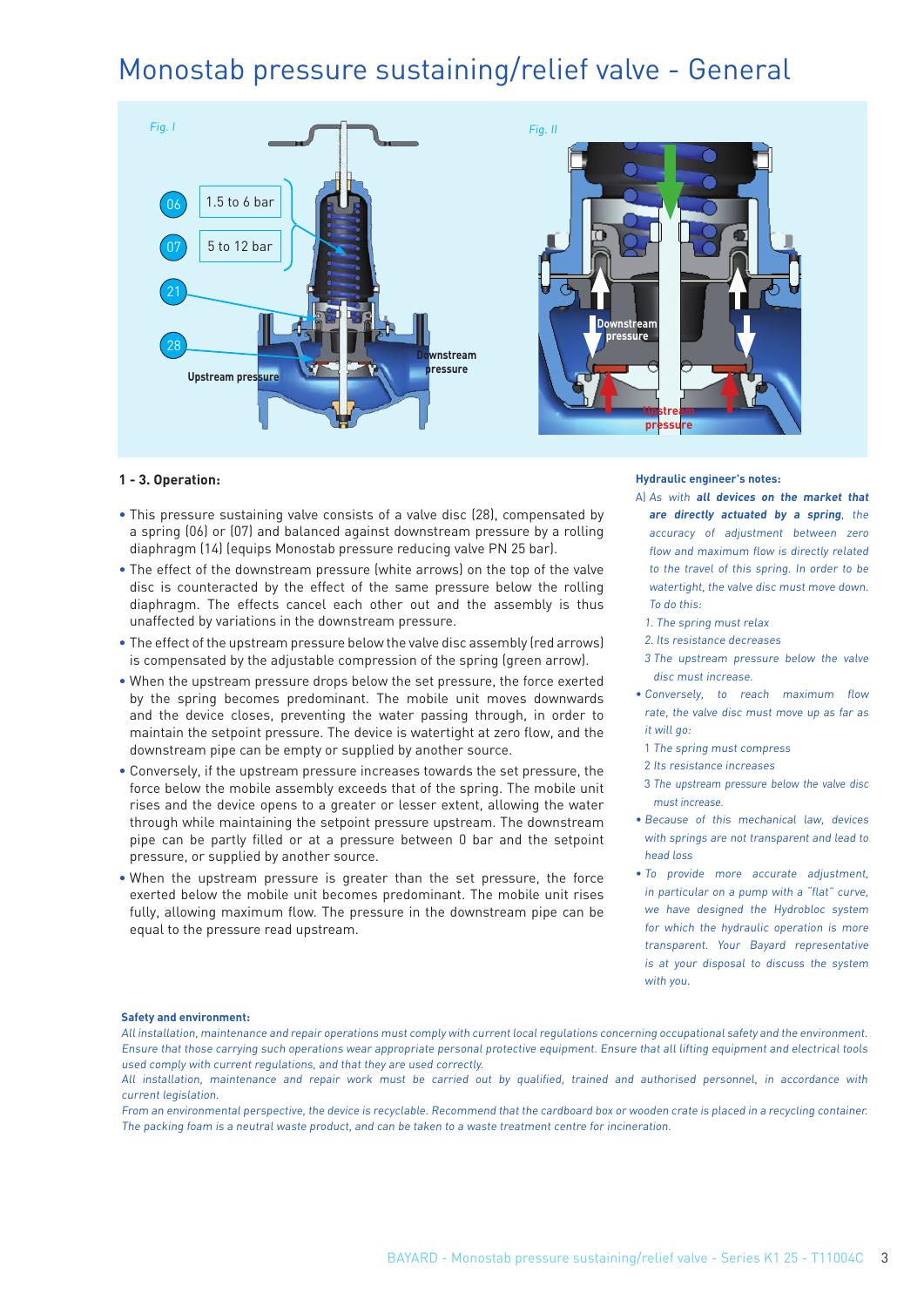# Monostab pressure sustaining/relief valve - General

Fig. I

06 1.5 to 6 bar

07 5 to 12 bar

21

28

Upstream pressure

Downstream pressure

Fig. II

Downstream pressure

Upstream pressure

### 1 - 3. Operation:

- This pressure sustaining valve consists of a valve disc (28), compensated by a spring (06) or (07) and balanced against downstream pressure by a rolling diaphragm (14) (equips Monostab pressure reducing valve PN 25 bar).
- The effect of the downstream pressure (white arrows) on the top of the valve disc is counteracted by the effect of the same pressure below the rolling diaphragm. The effects cancel each other out and the assembly is thus unaffected by variations in the downstream pressure.
- The effect of the upstream pressure below the valve disc assembly (red arrows) is compensated by the adjustable compression of the spring (green arrow).
- When the upstream pressure drops below the set pressure, the force exerted by the spring becomes predominant. The mobile unit moves downwards and the device closes, preventing the water passing through, in order to maintain the setpoint pressure. The device is watertight at zero flow, and the downstream pipe can be empty or supplied by another source.
- Conversely, if the upstream pressure increases towards the set pressure, the force below the mobile assembly exceeds that of the spring. The mobile unit rises and the device opens to a greater or lesser extent, allowing the water through while maintaining the setpoint pressure upstream. The downstream pipe can be partly filled or at a pressure between 0 bar and the setpoint pressure, or supplied by another source.
- When the upstream pressure is greater than the set pressure, the force exerted below the mobile unit becomes predominant. The mobile unit rises fully, allowing maximum flow. The pressure in the downstream pipe can be equal to the pressure read upstream.

**Hydraulic engineer's notes:**

*A) As with* ***all devices on the market that are directly actuated by a spring****, the accuracy of adjustment between zero flow and maximum flow is directly related to the travel of this spring. In order to be watertight, the valve disc must move down. To do this:*

*1. The spring must relax*

*2. Its resistance decreases*

*3 The upstream pressure below the valve disc must increase.*

- *Conversely, to reach maximum flow rate, the valve disc must move up as far as it will go:*

*1 The spring must compress*

*2 Its resistance increases*

*3 The upstream pressure below the valve disc must increase.*

- *Because of this mechanical law, devices with springs are not transparent and lead to head loss*
- *To provide more accurate adjustment, in particular on a pump with a "flat" curve, we have designed the Hydrobloc system for which the hydraulic operation is more transparent. Your Bayard representative is at your disposal to discuss the system with you.*

**Safety and environment:**

*All installation, maintenance and repair operations must comply with current local regulations concerning occupational safety and the environment. Ensure that those carrying such operations wear appropriate personal protective equipment. Ensure that all lifting equipment and electrical tools used comply with current regulations, and that they are used correctly.*

*All installation, maintenance and repair work must be carried out by qualified, trained and authorised personnel, in accordance with current legislation.*

*From an environmental perspective, the device is recyclable. Recommend that the cardboard box or wooden crate is placed in a recycling container. The packing foam is a neutral waste product, and can be taken to a waste treatment centre for incineration.*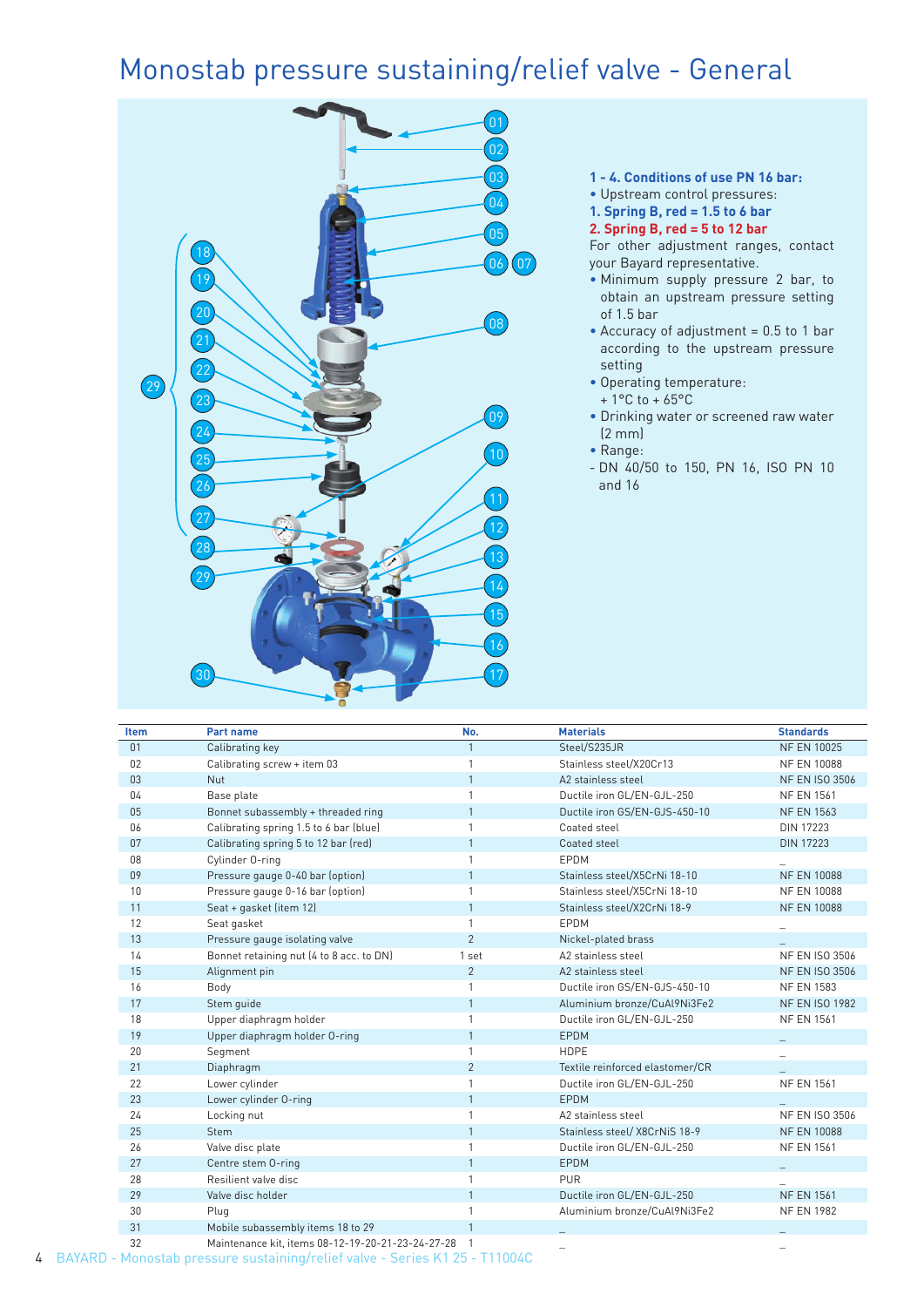# Monostab pressure sustaining/relief valve - General

**1 - 4. Conditions of use PN 16 bar:**

- Upstream control pressures:

**1. Spring B, red = 1.5 to 6 bar**

**2. Spring B, red = 5 to 12 bar**

For other adjustment ranges, contact your Bayard representative.

- Minimum supply pressure 2 bar, to obtain an upstream pressure setting of 1.5 bar
- Accuracy of adjustment = 0.5 to 1 bar according to the upstream pressure setting
- Operating temperature: + 1°C to + 65°C
- Drinking water or screened raw water (2 mm)
- Range:
- DN 40/50 to 150, PN 16, ISO PN 10 and 16

| Item | Part name | No. | Materials | Standards |
|---|---|---|---|---|
| 01 | Calibrating key | 1 | Steel/S235JR | NF EN 10025 |
| 02 | Calibrating screw + item 03 | 1 | Stainless steel/X20Cr13 | NF EN 10088 |
| 03 | Nut | 1 | A2 stainless steel | NF EN ISO 3506 |
| 04 | Base plate | 1 | Ductile iron GL/EN-GJL-250 | NF EN 1561 |
| 05 | Bonnet subassembly + threaded ring | 1 | Ductile iron GS/EN-GJS-450-10 | NF EN 1563 |
| 06 | Calibrating spring 1.5 to 6 bar (blue) | 1 | Coated steel | DIN 17223 |
| 07 | Calibrating spring 5 to 12 bar (red) | 1 | Coated steel | DIN 17223 |
| 08 | Cylinder O-ring | 1 | EPDM | _ |
| 09 | Pressure gauge 0-40 bar (option) | 1 | Stainless steel/X5CrNi 18-10 | NF EN 10088 |
| 10 | Pressure gauge 0-16 bar (option) | 1 | Stainless steel/X5CrNi 18-10 | NF EN 10088 |
| 11 | Seat + gasket (item 12) | 1 | Stainless steel/X2CrNi 18-9 | NF EN 10088 |
| 12 | Seat gasket | 1 | EPDM | _ |
| 13 | Pressure gauge isolating valve | 2 | Nickel-plated brass | _ |
| 14 | Bonnet retaining nut (4 to 8 acc. to DN) | 1 set | A2 stainless steel | NF EN ISO 3506 |
| 15 | Alignment pin | 2 | A2 stainless steel | NF EN ISO 3506 |
| 16 | Body | 1 | Ductile iron GS/EN-GJS-450-10 | NF EN 1583 |
| 17 | Stem guide | 1 | Aluminium bronze/CuAl9Ni3Fe2 | NF EN ISO 1982 |
| 18 | Upper diaphragm holder | 1 | Ductile iron GL/EN-GJL-250 | NF EN 1561 |
| 19 | Upper diaphragm holder O-ring | 1 | EPDM | _ |
| 20 | Segment | 1 | HDPE | _ |
| 21 | Diaphragm | 2 | Textile reinforced elastomer/CR | _ |
| 22 | Lower cylinder | 1 | Ductile iron GL/EN-GJL-250 | NF EN 1561 |
| 23 | Lower cylinder O-ring | 1 | EPDM | _ |
| 24 | Locking nut | 1 | A2 stainless steel | NF EN ISO 3506 |
| 25 | Stem | 1 | Stainless steel/ X8CrNiS 18-9 | NF EN 10088 |
| 26 | Valve disc plate | 1 | Ductile iron GL/EN-GJL-250 | NF EN 1561 |
| 27 | Centre stem O-ring | 1 | EPDM | _ |
| 28 | Resilient valve disc | 1 | PUR | _ |
| 29 | Valve disc holder | 1 | Ductile iron GL/EN-GJL-250 | NF EN 1561 |
| 30 | Plug | 1 | Aluminium bronze/CuAl9Ni3Fe2 | NF EN 1982 |
| 31 | Mobile subassembly items 18 to 29 | 1 | _ | _ |
| 32 | Maintenance kit, items 08-12-19-20-21-23-24-27-28 | 1 | _ | _ |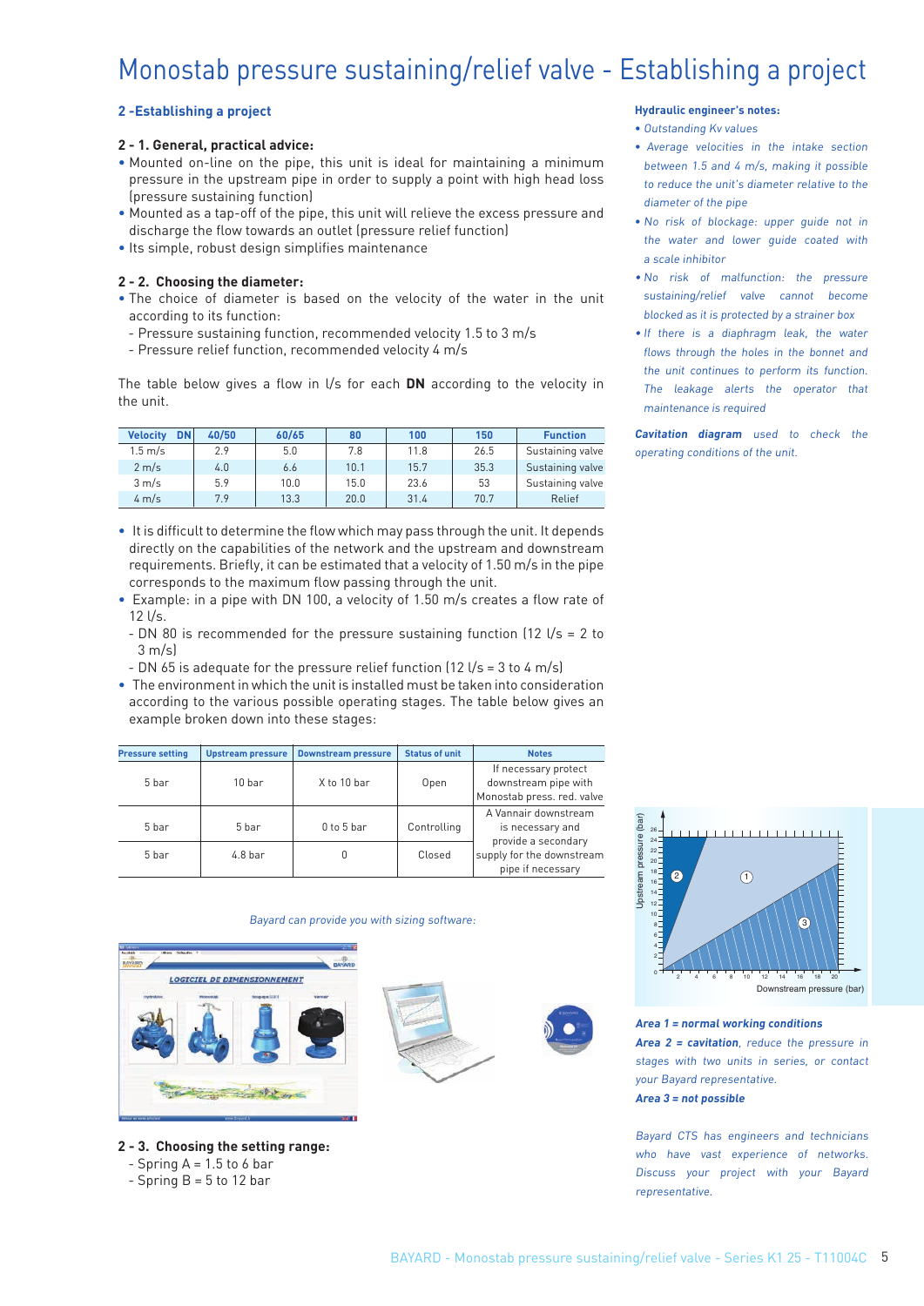# Monostab pressure sustaining/relief valve - Establishing a project

## 2 -Establishing a project

### 2 - 1. General, practical advice:

- Mounted on-line on the pipe, this unit is ideal for maintaining a minimum pressure in the upstream pipe in order to supply a point with high head loss (pressure sustaining function)
- Mounted as a tap-off of the pipe, this unit will relieve the excess pressure and discharge the flow towards an outlet (pressure relief function)
- Its simple, robust design simplifies maintenance

### 2 - 2. Choosing the diameter:

- The choice of diameter is based on the velocity of the water in the unit according to its function:
  - Pressure sustaining function, recommended velocity 1.5 to 3 m/s
  - Pressure relief function, recommended velocity 4 m/s

The table below gives a flow in l/s for each **DN** according to the velocity in the unit.

| Velocity DN | 40/50 | 60/65 | 80 | 100 | 150 | Function |
|---|---|---|---|---|---|---|
| 1.5 m/s | 2.9 | 5.0 | 7.8 | 11.8 | 26.5 | Sustaining valve |
| 2 m/s | 4.0 | 6.6 | 10.1 | 15.7 | 35.3 | Sustaining valve |
| 3 m/s | 5.9 | 10.0 | 15.0 | 23.6 | 53 | Sustaining valve |
| 4 m/s | 7.9 | 13.3 | 20.0 | 31.4 | 70.7 | Relief |

- It is difficult to determine the flow which may pass through the unit. It depends directly on the capabilities of the network and the upstream and downstream requirements. Briefly, it can be estimated that a velocity of 1.50 m/s in the pipe corresponds to the maximum flow passing through the unit.
- Example: in a pipe with DN 100, a velocity of 1.50 m/s creates a flow rate of 12 l/s.
  - DN 80 is recommended for the pressure sustaining function (12 l/s = 2 to 3 m/s)
  - DN 65 is adequate for the pressure relief function (12 l/s = 3 to 4 m/s)
- The environment in which the unit is installed must be taken into consideration according to the various possible operating stages. The table below gives an example broken down into these stages:

| Pressure setting | Upstream pressure | Downstream pressure | Status of unit | Notes |
|---|---|---|---|---|
| 5 bar | 10 bar | X to 10 bar | Open | If necessary protect downstream pipe with Monostab press. red. valve |
| 5 bar | 5 bar | 0 to 5 bar | Controlling | A Vannair downstream is necessary and provide a secondary supply for the downstream pipe if necessary |
| 5 bar | 4.8 bar | 0 | Closed | |

*Bayard can provide you with sizing software:*

### 2 - 3. Choosing the setting range:

- Spring A = 1.5 to 6 bar
- Spring B = 5 to 12 bar

**Hydraulic engineer's notes:**

- *Outstanding Kv values*
- *Average velocities in the intake section between 1.5 and 4 m/s, making it possible to reduce the unit's diameter relative to the diameter of the pipe*
- *No risk of blockage: upper guide not in the water and lower guide coated with a scale inhibitor*
- *No risk of malfunction: the pressure sustaining/relief valve cannot become blocked as it is protected by a strainer box*
- *If there is a diaphragm leak, the water flows through the holes in the bonnet and the unit continues to perform its function. The leakage alerts the operator that maintenance is required*

***Cavitation diagram** used to check the operating conditions of the unit.*

***Area 1 = normal working conditions***

***Area 2 = cavitation**, reduce the pressure in stages with two units in series, or contact your Bayard representative.*

***Area 3 = not possible***

*Bayard CTS has engineers and technicians who have vast experience of networks. Discuss your project with your Bayard representative.*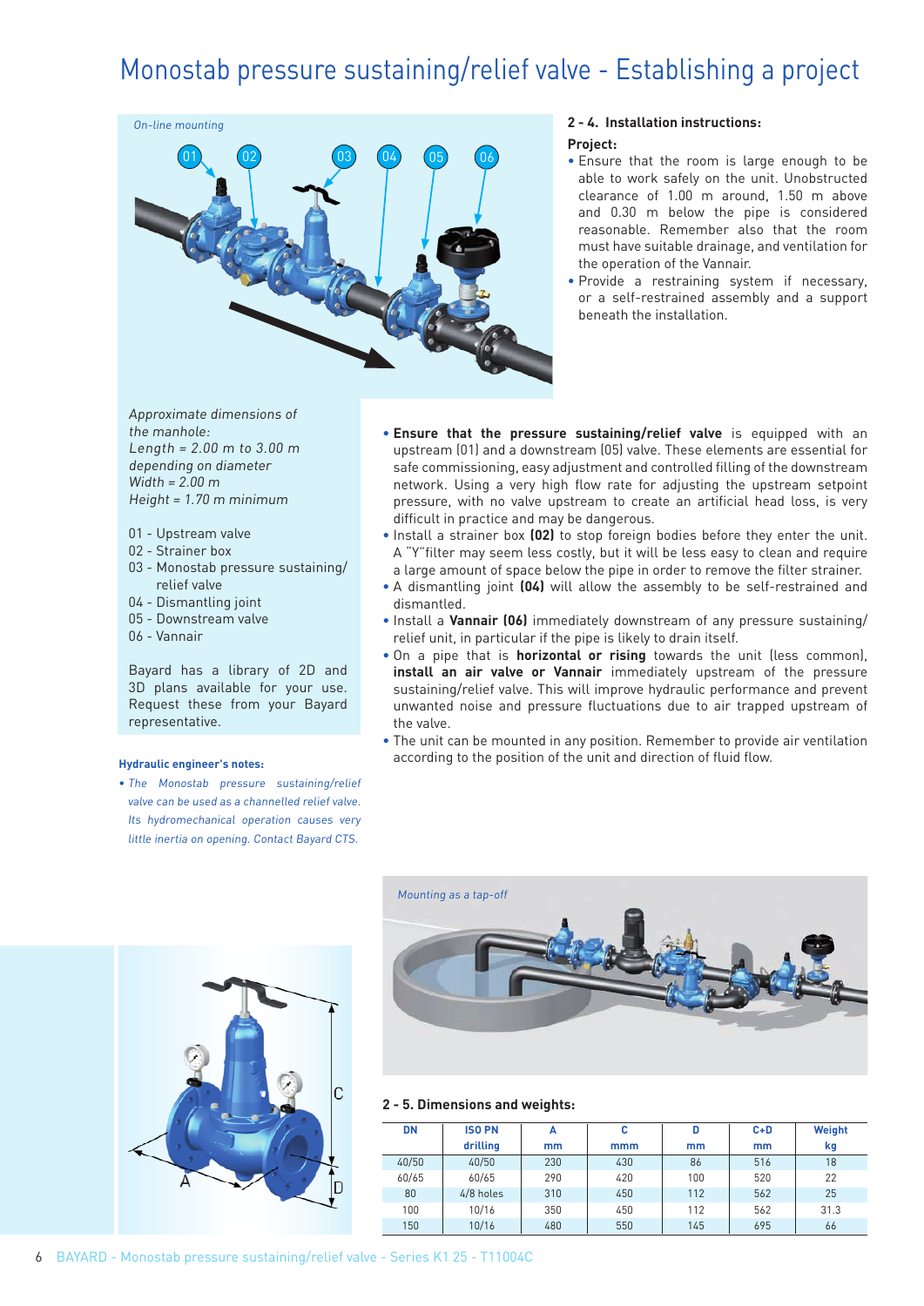# Monostab pressure sustaining/relief valve - Establishing a project

*On-line mounting*

## 2 - 4. Installation instructions:

**Project:**

- Ensure that the room is large enough to be able to work safely on the unit. Unobstructed clearance of 1.00 m around, 1.50 m above and 0.30 m below the pipe is considered reasonable. Remember also that the room must have suitable drainage, and ventilation for the operation of the Vannair.
- Provide a restraining system if necessary, or a self-restrained assembly and a support beneath the installation.

*Approximate dimensions of the manhole:*
*Length = 2.00 m to 3.00 m depending on diameter*
*Width = 2.00 m*
*Height = 1.70 m minimum*

01 - Upstream valve
02 - Strainer box
03 - Monostab pressure sustaining/ relief valve
04 - Dismantling joint
05 - Downstream valve
06 - Vannair

Bayard has a library of 2D and 3D plans available for your use. Request these from your Bayard representative.

**Hydraulic engineer's notes:**

- *The Monostab pressure sustaining/relief valve can be used as a channelled relief valve. Its hydromechanical operation causes very little inertia on opening. Contact Bayard CTS.*

- **Ensure that the pressure sustaining/relief valve** is equipped with an upstream (01) and a downstream (05) valve. These elements are essential for safe commissioning, easy adjustment and controlled filling of the downstream network. Using a very high flow rate for adjusting the upstream setpoint pressure, with no valve upstream to create an artificial head loss, is very difficult in practice and may be dangerous.
- Install a strainer box **(02)** to stop foreign bodies before they enter the unit. A "Y"filter may seem less costly, but it will be less easy to clean and require a large amount of space below the pipe in order to remove the filter strainer.
- A dismantling joint **(04)** will allow the assembly to be self-restrained and dismantled.
- Install a **Vannair (06)** immediately downstream of any pressure sustaining/ relief unit, in particular if the pipe is likely to drain itself.
- On a pipe that is **horizontal or rising** towards the unit (less common), **install an air valve or Vannair** immediately upstream of the pressure sustaining/relief valve. This will improve hydraulic performance and prevent unwanted noise and pressure fluctuations due to air trapped upstream of the valve.
- The unit can be mounted in any position. Remember to provide air ventilation according to the position of the unit and direction of fluid flow.

*Mounting as a tap-off*

## 2 - 5. Dimensions and weights:

| DN | ISO PN drilling | A mm | C mmm | D mm | C+D mm | Weight kg |
|---|---|---|---|---|---|---|
| 40/50 | 40/50 | 230 | 430 | 86 | 516 | 18 |
| 60/65 | 60/65 | 290 | 420 | 100 | 520 | 22 |
| 80 | 4/8 holes | 310 | 450 | 112 | 562 | 25 |
| 100 | 10/16 | 350 | 450 | 112 | 562 | 31.3 |
| 150 | 10/16 | 480 | 550 | 145 | 695 | 66 |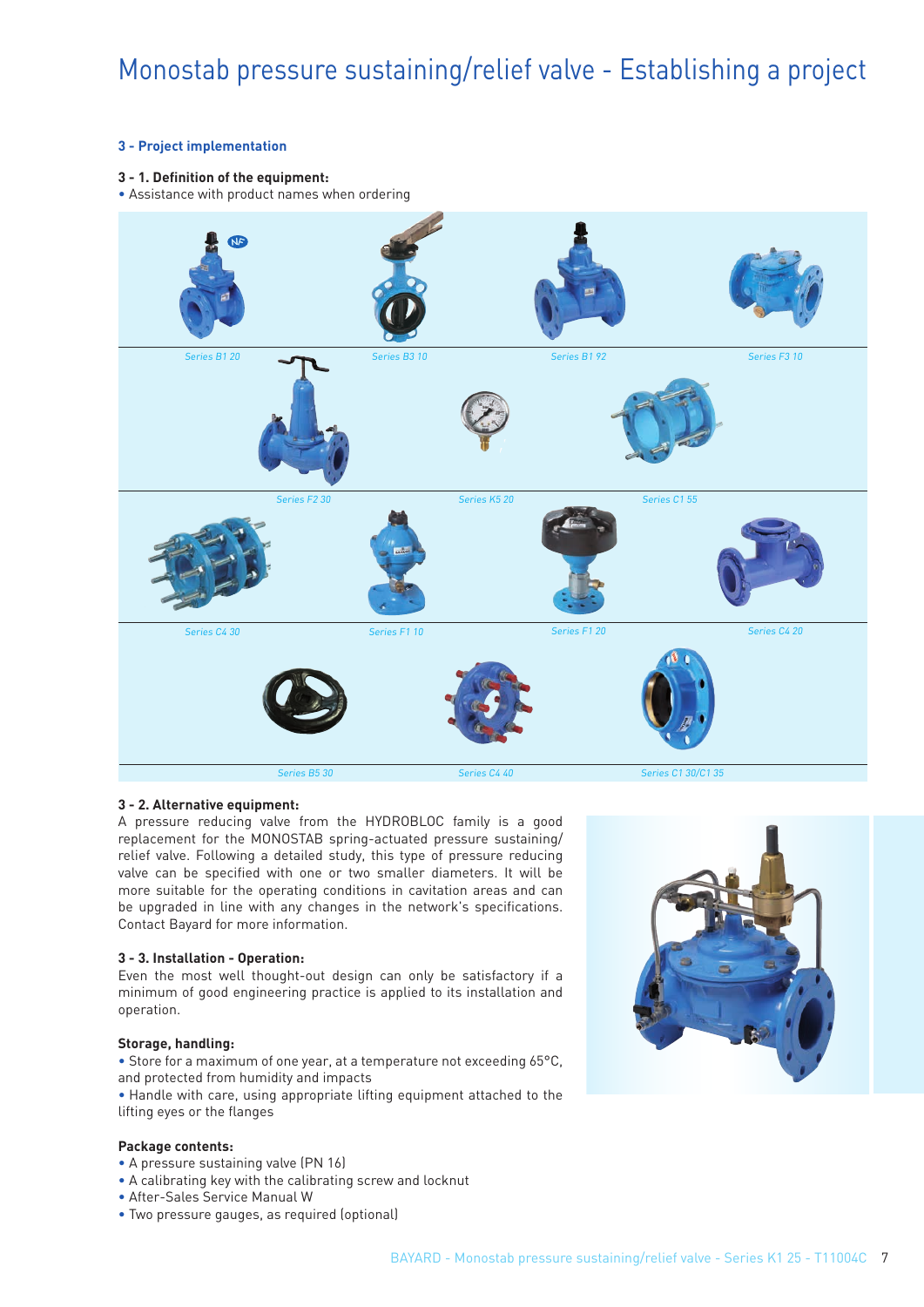# Monostab pressure sustaining/relief valve - Establishing a project

## 3 - Project implementation

### 3 - 1. Definition of the equipment:

- Assistance with product names when ordering

*Series B1 20* · *Series B3 10* · *Series B1 92* · *Series F3 10*

*Series F2 30* · *Series K5 20* · *Series C1 55*

*Series C4 30* · *Series F1 10* · *Series F1 20* · *Series C4 20*

*Series B5 30* · *Series C4 40* · *Series C1 30/C1 35*

### 3 - 2. Alternative equipment:

A pressure reducing valve from the HYDROBLOC family is a good replacement for the MONOSTAB spring-actuated pressure sustaining/relief valve. Following a detailed study, this type of pressure reducing valve can be specified with one or two smaller diameters. It will be more suitable for the operating conditions in cavitation areas and can be upgraded in line with any changes in the network's specifications. Contact Bayard for more information.

### 3 - 3. Installation - Operation:

Even the most well thought-out design can only be satisfactory if a minimum of good engineering practice is applied to its installation and operation.

**Storage, handling:**

- Store for a maximum of one year, at a temperature not exceeding 65°C, and protected from humidity and impacts
- Handle with care, using appropriate lifting equipment attached to the lifting eyes or the flanges

**Package contents:**

- A pressure sustaining valve (PN 16)
- A calibrating key with the calibrating screw and locknut
- After-Sales Service Manual W
- Two pressure gauges, as required (optional)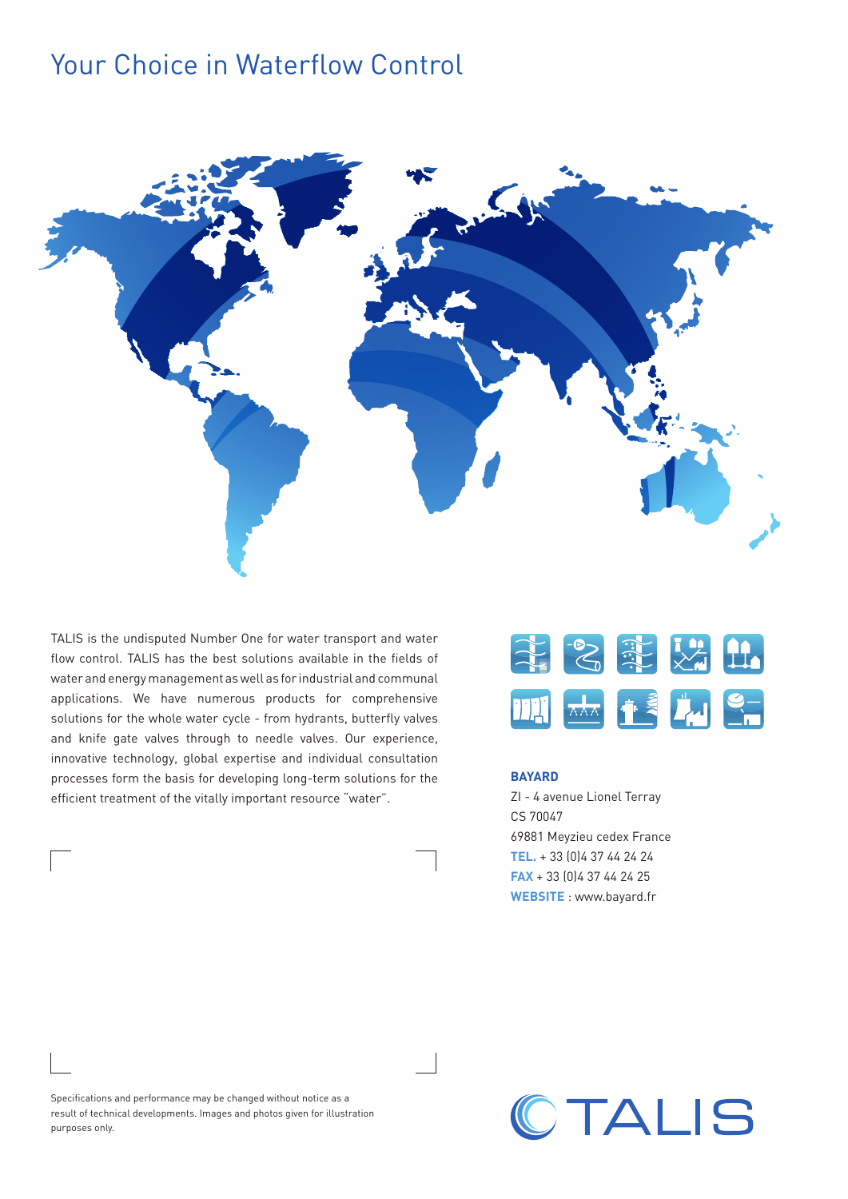# Your Choice in Waterflow Control

TALIS is the undisputed Number One for water transport and water flow control. TALIS has the best solutions available in the fields of water and energy management as well as for industrial and communal applications. We have numerous products for comprehensive solutions for the whole water cycle - from hydrants, butterfly valves and knife gate valves through to needle valves. Our experience, innovative technology, global expertise and individual consultation processes form the basis for developing long-term solutions for the efficient treatment of the vitally important resource "water".

**BAYARD**
ZI - 4 avenue Lionel Terray
CS 70047
69881 Meyzieu cedex France
**TEL.** + 33 (0)4 37 44 24 24
**FAX** + 33 (0)4 37 44 24 25
**WEBSITE** : www.bayard.fr

Specifications and performance may be changed without notice as a result of technical developments. Images and photos given for illustration purposes only.

TALIS